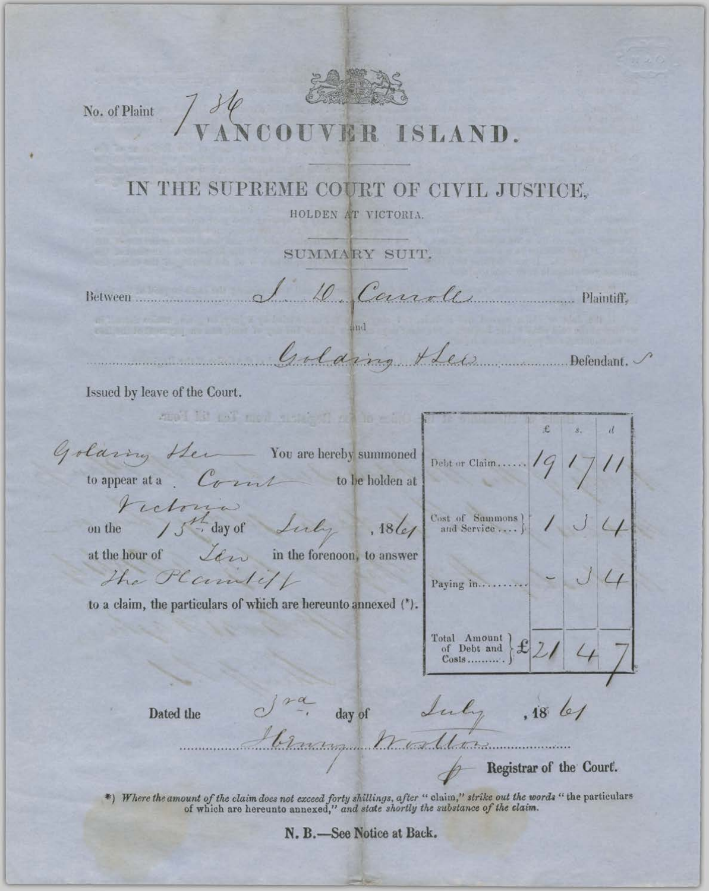No. of Plaint 786

# VANCOUVER ISLAND.

## IN THE SUPREME COURT OF CIVIL JUSTICE,

HOLDEN AT VICTORIA.

SUMMARY SUIT.

Between J. W. Carroll Plaintiff,

and

Golding & Lew Defendants

Issued by leave of the Court.

Golding & Lew You are hereby summoned to appear at a Court to be holden at Victoria on the 15th day of July, 1861 at the hour of Ten in the forenoon, to answer the Plaintiff to a claim, the particulars of which are hereunto annexed (*).

| | £ | s. | d |
|---|---|---|---|
| Debt or Claim...... | 19 | 17 | 11 |
| Cost of Summons and Service.... | 1 | 3 | 4 |
| Paying in......... | - | 3 | 4 |
| Total Amount of Debt and Costs.......... | £21 | 4 | 7 |

Dated the 3rd day of July, 1861

Henry Wootton

Registrar of the Court.

*) *Where the amount of the claim does not exceed forty shillings, after "claim," strike out the words "the particulars of which are hereunto annexed," and state shortly the substance of the claim.*

**N. B.—See Notice at Back.**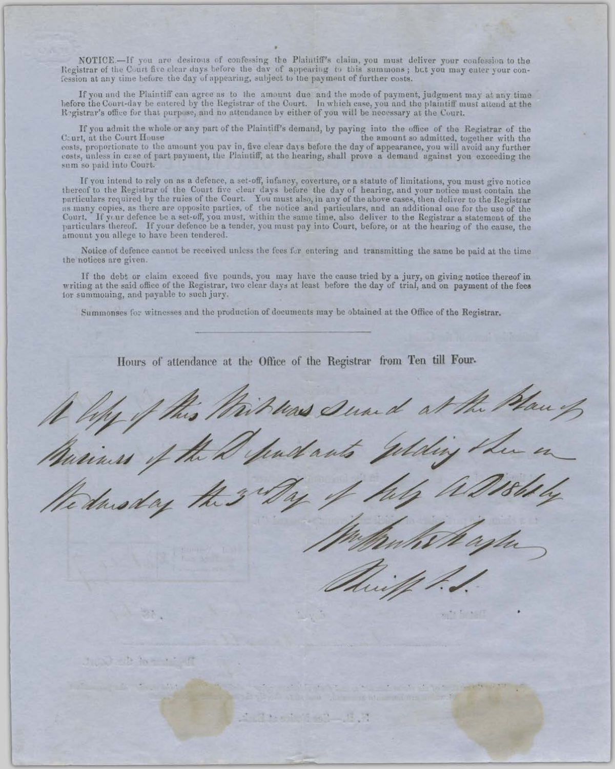NOTICE.—If you are desirous of confessing the Plaintiff's claim, you must deliver your confession to the Registrar of the Court five clear days before the day of appearing to this summons; but you may enter your confession at any time before the day of appearing, subject to the payment of further costs.

If you and the Plaintiff can agree as to the amount due and the mode of payment, judgment may at any time before the Court-day be entered by the Registrar of the Court. In which case, you and the plaintiff must attend at the Registrar's office for that purpose, and no attendance by either of you will be necessary at the Court.

If you admit the whole or any part of the Plaintiff's demand, by paying into the office of the Registrar of the Court, at the Court House the amount so admitted, together with the costs, proportionate to the amount you pay in, five clear days before the day of appearance, you will avoid any further costs, unless in case of part payment, the Plaintiff, at the hearing, shall prove a demand against you exceeding the sum so paid into Court.

If you intend to rely on as a defence, a set-off, infancy, coverture, or a statute of limitations, you must give notice thereof to the Registrar of the Court five clear days before the day of hearing, and your notice must contain the particulars required by the rules of the Court. You must also, in any of the above cases, then deliver to the Registrar as many copies, as there are opposite parties, of the notice and particulars, and an additional one for the use of the Court. If your defence be a set-off, you must, within the same time, also deliver to the Registrar a statement of the particulars thereof. If your defence be a tender, you must pay into Court, before, or at the hearing of the cause, the amount you allege to have been tendered.

Notice of defence cannot be received unless the fees for entering and transmitting the same be paid at the time the notices are given.

If the debt or claim exceed five pounds, you may have the cause tried by a jury, on giving notice thereof in writing at the said office of the Registrar, two clear days at least before the day of trial, and on payment of the fees for summoning, and payable to such jury.

Summonses for witnesses and the production of documents may be obtained at the Office of the Registrar.

---

Hours of attendance at the Office of the Registrar from Ten till Four.

A Copy of this Writ was served at the Place of Business of the Defendants Golding & Lee on Wednesday the 3rd Day of July A.D. 1861 by

Wm Burke Naylor
Sheriff S.L.